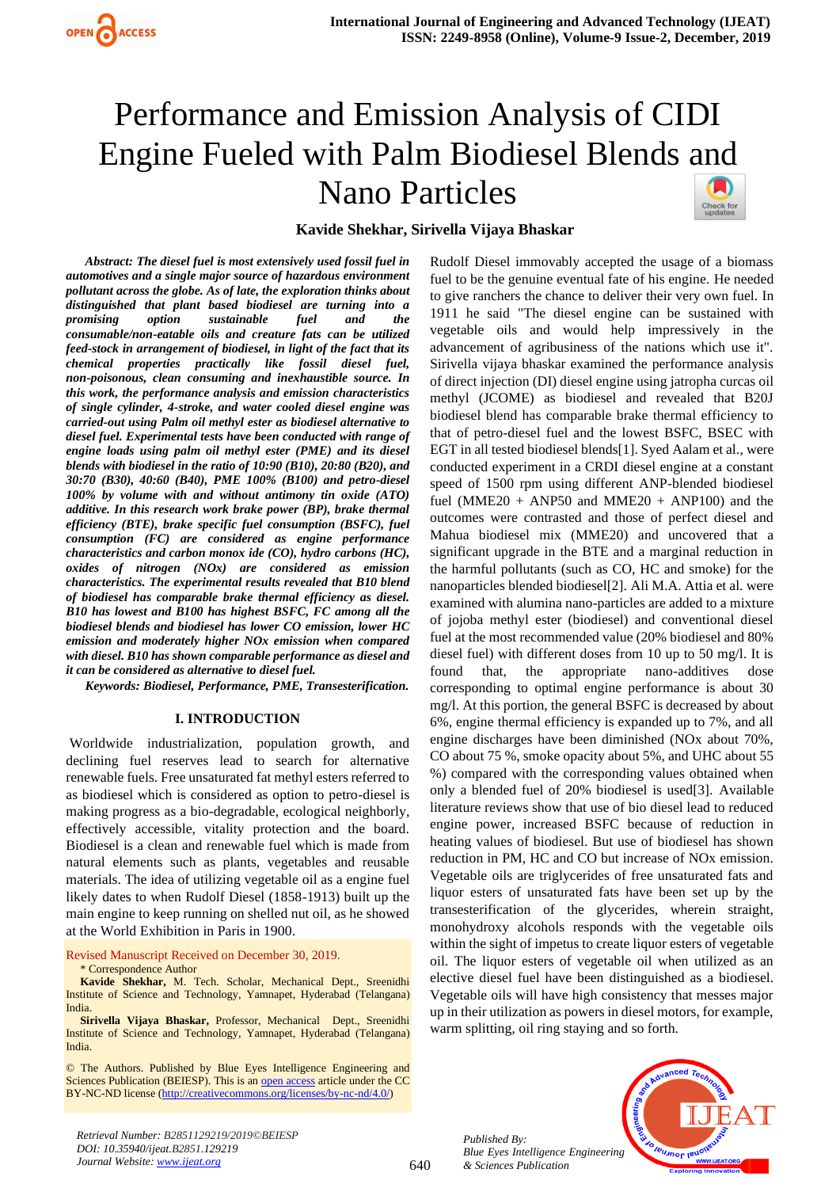# Performance and Emission Analysis of CIDI Engine Fueled with Palm Biodiesel Blends and Nano Particles

**Kavide Shekhar, Sirivella Vijaya Bhaskar**

***Abstract: The diesel fuel is most extensively used fossil fuel in automotives and a single major source of hazardous environment pollutant across the globe. As of late, the exploration thinks about distinguished that plant based biodiesel are turning into a promising option sustainable fuel and the consumable/non-eatable oils and creature fats can be utilized feed-stock in arrangement of biodiesel, in light of the fact that its chemical properties practically like fossil diesel fuel, non-poisonous, clean consuming and inexhaustible source. In this work, the performance analysis and emission characteristics of single cylinder, 4-stroke, and water cooled diesel engine was carried-out using Palm oil methyl ester as biodiesel alternative to diesel fuel. Experimental tests have been conducted with range of engine loads using palm oil methyl ester (PME) and its diesel blends with biodiesel in the ratio of 10:90 (B10), 20:80 (B20), and 30:70 (B30), 40:60 (B40), PME 100% (B100) and petro-diesel 100% by volume with and without antimony tin oxide (ATO) additive. In this research work brake power (BP), brake thermal efficiency (BTE), brake specific fuel consumption (BSFC), fuel consumption (FC) are considered as engine performance characteristics and carbon monox ide (CO), hydro carbons (HC), oxides of nitrogen (NOx) are considered as emission characteristics. The experimental results revealed that B10 blend of biodiesel has comparable brake thermal efficiency as diesel. B10 has lowest and B100 has highest BSFC, FC among all the biodiesel blends and biodiesel has lower CO emission, lower HC emission and moderately higher NOx emission when compared with diesel. B10 has shown comparable performance as diesel and it can be considered as alternative to diesel fuel.***

***Keywords: Biodiesel, Performance, PME, Transesterification.***

## I. INTRODUCTION

Worldwide industrialization, population growth, and declining fuel reserves lead to search for alternative renewable fuels. Free unsaturated fat methyl esters referred to as biodiesel which is considered as option to petro-diesel is making progress as a bio-degradable, ecological neighborly, effectively accessible, vitality protection and the board. Biodiesel is a clean and renewable fuel which is made from natural elements such as plants, vegetables and reusable materials. The idea of utilizing vegetable oil as a engine fuel likely dates to when Rudolf Diesel (1858-1913) built up the main engine to keep running on shelled nut oil, as he showed at the World Exhibition in Paris in 1900.

Rudolf Diesel immovably accepted the usage of a biomass fuel to be the genuine eventual fate of his engine. He needed to give ranchers the chance to deliver their very own fuel. In 1911 he said "The diesel engine can be sustained with vegetable oils and would help impressively in the advancement of agribusiness of the nations which use it". Sirivella vijaya bhaskar examined the performance analysis of direct injection (DI) diesel engine using jatropha curcas oil methyl (JCOME) as biodiesel and revealed that B20J biodiesel blend has comparable brake thermal efficiency to that of petro-diesel fuel and the lowest BSFC, BSEC with EGT in all tested biodiesel blends[1]. Syed Aalam et al., were conducted experiment in a CRDI diesel engine at a constant speed of 1500 rpm using different ANP-blended biodiesel fuel (MME20 + ANP50 and MME20 + ANP100) and the outcomes were contrasted and those of perfect diesel and Mahua biodiesel mix (MME20) and uncovered that a significant upgrade in the BTE and a marginal reduction in the harmful pollutants (such as CO, HC and smoke) for the nanoparticles blended biodiesel[2]. Ali M.A. Attia et al. were examined with alumina nano-particles are added to a mixture of jojoba methyl ester (biodiesel) and conventional diesel fuel at the most recommended value (20% biodiesel and 80% diesel fuel) with different doses from 10 up to 50 mg/l. It is found that, the appropriate nano-additives dose corresponding to optimal engine performance is about 30 mg/l. At this portion, the general BSFC is decreased by about 6%, engine thermal efficiency is expanded up to 7%, and all engine discharges have been diminished (NOx about 70%, CO about 75 %, smoke opacity about 5%, and UHC about 55 %) compared with the corresponding values obtained when only a blended fuel of 20% biodiesel is used[3]. Available literature reviews show that use of bio diesel lead to reduced engine power, increased BSFC because of reduction in heating values of biodiesel. But use of biodiesel has shown reduction in PM, HC and CO but increase of NOx emission. Vegetable oils are triglycerides of free unsaturated fats and liquor esters of unsaturated fats have been set up by the transesterification of the glycerides, wherein straight, monohydroxy alcohols responds with the vegetable oils within the sight of impetus to create liquor esters of vegetable oil. The liquor esters of vegetable oil when utilized as an elective diesel fuel have been distinguished as a biodiesel. Vegetable oils will have high consistency that messes major up in their utilization as powers in diesel motors, for example, warm splitting, oil ring staying and so forth.

Revised Manuscript Received on December 30, 2019.

\* Correspondence Author

**Kavide Shekhar,** M. Tech. Scholar, Mechanical Dept., Sreenidhi Institute of Science and Technology, Yamnapet, Hyderabad (Telangana) India.

**Sirivella Vijaya Bhaskar,** Professor, Mechanical Dept., Sreenidhi Institute of Science and Technology, Yamnapet, Hyderabad (Telangana) India.

© The Authors. Published by Blue Eyes Intelligence Engineering and Sciences Publication (BEIESP). This is an open access article under the CC BY-NC-ND license (http://creativecommons.org/licenses/by-nc-nd/4.0/)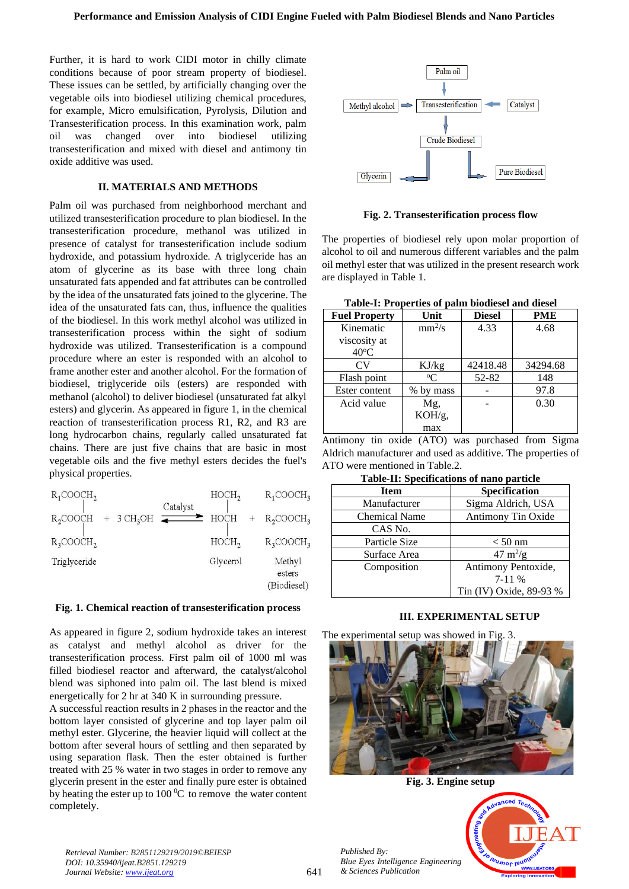Further, it is hard to work CIDI motor in chilly climate conditions because of poor stream property of biodiesel. These issues can be settled, by artificially changing over the vegetable oils into biodiesel utilizing chemical procedures, for example, Micro emulsification, Pyrolysis, Dilution and Transesterification process. In this examination work, palm oil was changed over into biodiesel utilizing transesterification and mixed with diesel and antimony tin oxide additive was used.

## II. MATERIALS AND METHODS

Palm oil was purchased from neighborhood merchant and utilized transesterification procedure to plan biodiesel. In the transesterification procedure, methanol was utilized in presence of catalyst for transesterification include sodium hydroxide, and potassium hydroxide. A triglyceride has an atom of glycerine as its base with three long chain unsaturated fats appended and fat attributes can be controlled by the idea of the unsaturated fats joined to the glycerine. The idea of the unsaturated fats can, thus, influence the qualities of the biodiesel. In this work methyl alcohol was utilized in transesterification process within the sight of sodium hydroxide was utilized. Transesterification is a compound procedure where an ester is responded with an alcohol to frame another ester and another alcohol. For the formation of biodiesel, triglyceride oils (esters) are responded with methanol (alcohol) to deliver biodiesel (unsaturated fat alkyl esters) and glycerin. As appeared in figure 1, in the chemical reaction of transesterification process R1, R2, and R3 are long hydrocarbon chains, regularly called unsaturated fat chains. There are just five chains that are basic in most vegetable oils and the five methyl esters decides the fuel's physical properties.

$$
\begin{array}{lcccc}
R_1COOCH_2 & & & HOCH_2 & R_1COOCH_3 \\
| & & \text{Catalyst} & | & \\
R_2COOCH & + \; 3\,CH_3OH & \rightleftharpoons & HOCH & + \; R_2COOCH_3 \\
| & & & | & \\
R_3COOCH_2 & & & HOCH_2 & R_3COOCH_3 \\
\text{Triglyceride} & & & \text{Glycerol} & \text{Methyl esters (Biodiesel)}
\end{array}
$$

**Fig. 1. Chemical reaction of transesterification process**

As appeared in figure 2, sodium hydroxide takes an interest as catalyst and methyl alcohol as driver for the transesterification process. First palm oil of 1000 ml was filled biodiesel reactor and afterward, the catalyst/alcohol blend was siphoned into palm oil. The last blend is mixed energetically for 2 hr at 340 K in surrounding pressure.

A successful reaction results in 2 phases in the reactor and the bottom layer consisted of glycerine and top layer palm oil methyl ester. Glycerine, the heavier liquid will collect at the bottom after several hours of settling and then separated by using separation flask. Then the ester obtained is further treated with 25 % water in two stages in order to remove any glycerin present in the ester and finally pure ester is obtained by heating the ester up to 100 $^0$C to remove the water content completely.

Palm oil → Transesterification (with Methyl alcohol → and ← Catalyst) → Crude Biodiesel → Glycerin / Pure Biodiesel

**Fig. 2. Transesterification process flow**

The properties of biodiesel rely upon molar proportion of alcohol to oil and numerous different variables and the palm oil methyl ester that was utilized in the present research work are displayed in Table 1.

**Table-I: Properties of palm biodiesel and diesel**

| Fuel Property | Unit | Diesel | PME |
|---|---|---|---|
| Kinematic viscosity at 40°C | mm$^2$/s | 4.33 | 4.68 |
| CV | KJ/kg | 42418.48 | 34294.68 |
| Flash point | °C | 52-82 | 148 |
| Ester content | % by mass | - | 97.8 |
| Acid value | Mg, KOH/g, max | - | 0.30 |

Antimony tin oxide (ATO) was purchased from Sigma Aldrich manufacturer and used as additive. The properties of ATO were mentioned in Table.2.

**Table-II: Specifications of nano particle**

| Item | Specification |
|---|---|
| Manufacturer | Sigma Aldrich, USA |
| Chemical Name | Antimony Tin Oxide |
| CAS No. | |
| Particle Size | < 50 nm |
| Surface Area | 47 m$^2$/g |
| Composition | Antimony Pentoxide, 7-11 % Tin (IV) Oxide, 89-93 % |

## III. EXPERIMENTAL SETUP

The experimental setup was showed in Fig. 3.

**Fig. 3. Engine setup**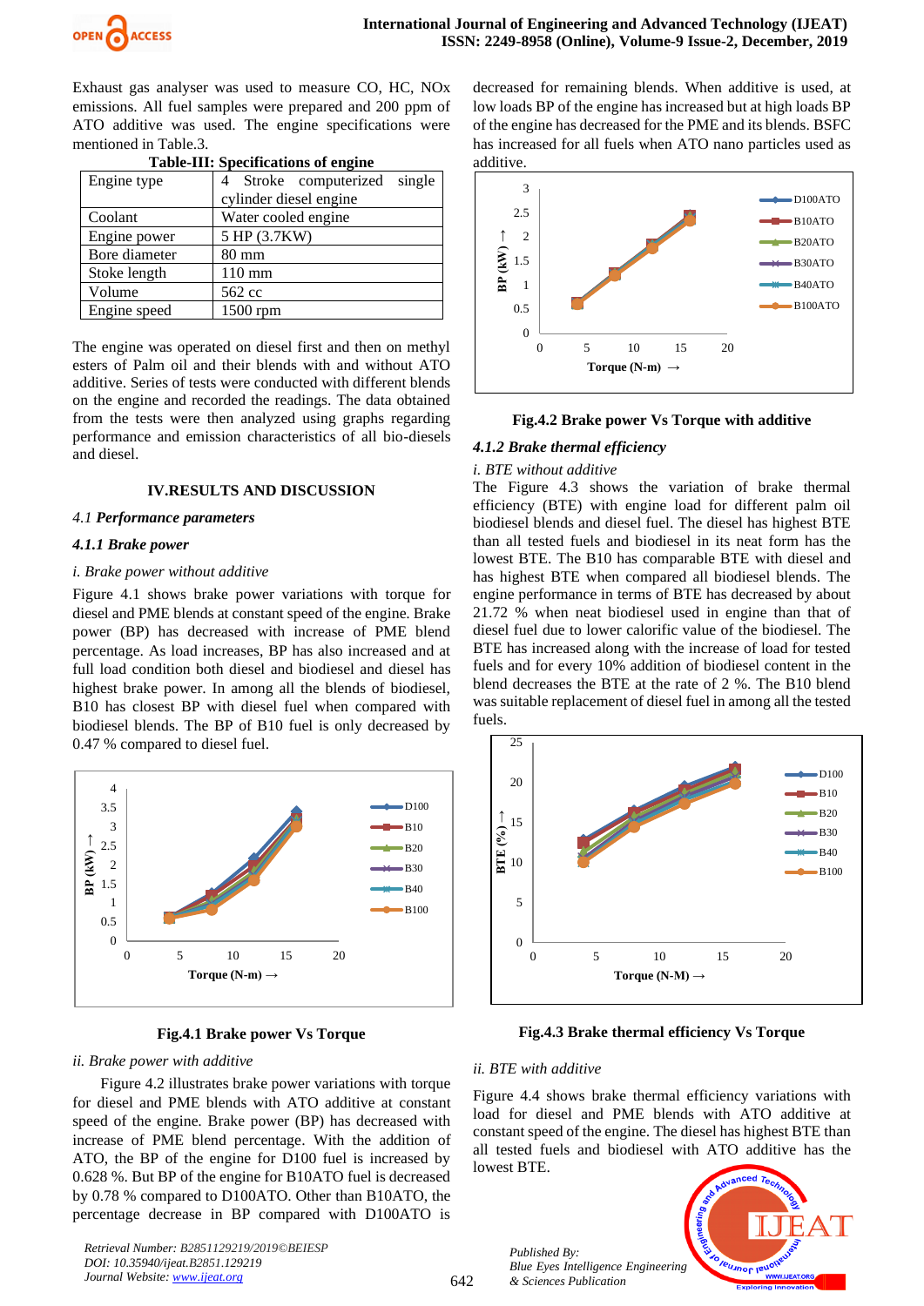Exhaust gas analyser was used to measure CO, HC, NOx emissions. All fuel samples were prepared and 200 ppm of ATO additive was used. The engine specifications were mentioned in Table.3.

**Table-III: Specifications of engine**

| Engine type | 4 Stroke computerized single cylinder diesel engine |
|---|---|
| Coolant | Water cooled engine |
| Engine power | 5 HP (3.7KW) |
| Bore diameter | 80 mm |
| Stoke length | 110 mm |
| Volume | 562 cc |
| Engine speed | 1500 rpm |

The engine was operated on diesel first and then on methyl esters of Palm oil and their blends with and without ATO additive. Series of tests were conducted with different blends on the engine and recorded the readings. The data obtained from the tests were then analyzed using graphs regarding performance and emission characteristics of all bio-diesels and diesel.

## IV.RESULTS AND DISCUSSION

### 4.1 *Performance parameters*

#### *4.1.1 Brake power*

*i. Brake power without additive*

Figure 4.1 shows brake power variations with torque for diesel and PME blends at constant speed of the engine. Brake power (BP) has decreased with increase of PME blend percentage. As load increases, BP has also increased and at full load condition both diesel and biodiesel and diesel has highest brake power. In among all the blends of biodiesel, B10 has closest BP with diesel fuel when compared with biodiesel blends. The BP of B10 fuel is only decreased by 0.47 % compared to diesel fuel.

**Fig.4.1 Brake power Vs Torque**

*ii. Brake power with additive*

Figure 4.2 illustrates brake power variations with torque for diesel and PME blends with ATO additive at constant speed of the engine. Brake power (BP) has decreased with increase of PME blend percentage. With the addition of ATO, the BP of the engine for D100 fuel is increased by 0.628 %. But BP of the engine for B10ATO fuel is decreased by 0.78 % compared to D100ATO. Other than B10ATO, the percentage decrease in BP compared with D100ATO is decreased for remaining blends. When additive is used, at low loads BP of the engine has increased but at high loads BP of the engine has decreased for the PME and its blends. BSFC has increased for all fuels when ATO nano particles used as additive.

**Fig.4.2 Brake power Vs Torque with additive**

#### *4.1.2 Brake thermal efficiency*

*i. BTE without additive*

The Figure 4.3 shows the variation of brake thermal efficiency (BTE) with engine load for different palm oil biodiesel blends and diesel fuel. The diesel has highest BTE than all tested fuels and biodiesel in its neat form has the lowest BTE. The B10 has comparable BTE with diesel and has highest BTE when compared all biodiesel blends. The engine performance in terms of BTE has decreased by about 21.72 % when neat biodiesel used in engine than that of diesel fuel due to lower calorific value of the biodiesel. The BTE has increased along with the increase of load for tested fuels and for every 10% addition of biodiesel content in the blend decreases the BTE at the rate of 2 %. The B10 blend was suitable replacement of diesel fuel in among all the tested fuels.

**Fig.4.3 Brake thermal efficiency Vs Torque**

*ii. BTE with additive*

Figure 4.4 shows brake thermal efficiency variations with load for diesel and PME blends with ATO additive at constant speed of the engine. The diesel has highest BTE than all tested fuels and biodiesel with ATO additive has the lowest BTE.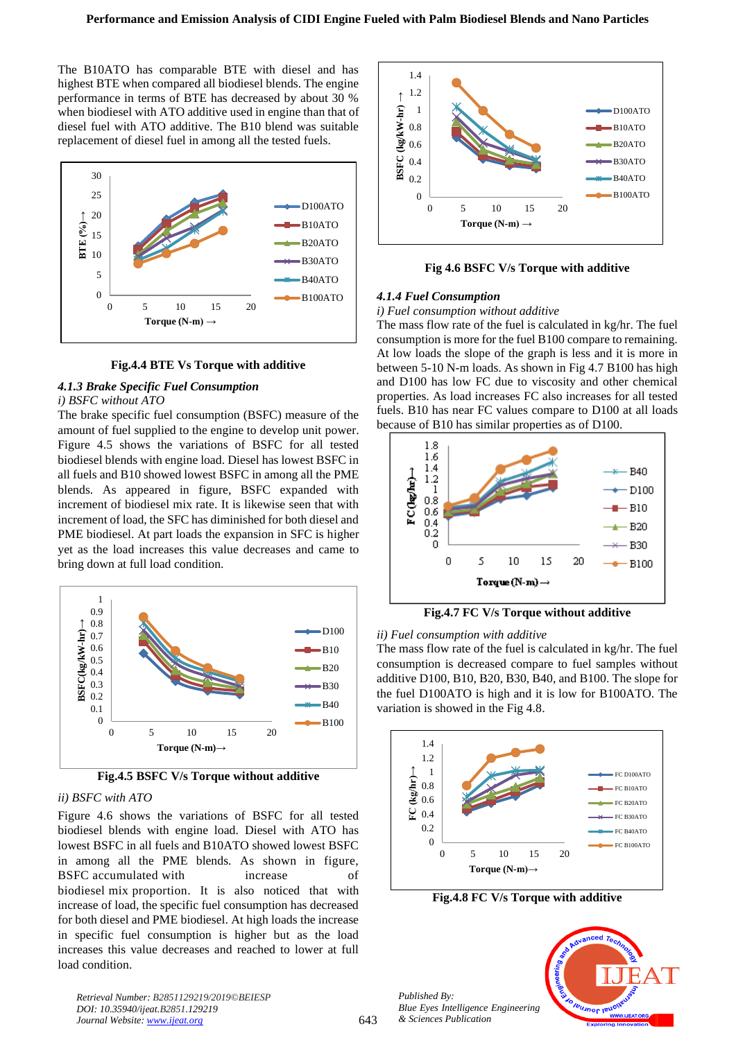The B10ATO has comparable BTE with diesel and has highest BTE when compared all biodiesel blends. The engine performance in terms of BTE has decreased by about 30 % when biodiesel with ATO additive used in engine than that of diesel fuel with ATO additive. The B10 blend was suitable replacement of diesel fuel in among all the tested fuels.

Fig.4.4 BTE Vs Torque with additive

### 4.1.3 Brake Specific Fuel Consumption

*i) BSFC without ATO*

The brake specific fuel consumption (BSFC) measure of the amount of fuel supplied to the engine to develop unit power. Figure 4.5 shows the variations of BSFC for all tested biodiesel blends with engine load. Diesel has lowest BSFC in all fuels and B10 showed lowest BSFC in among all the PME blends. As appeared in figure, BSFC expanded with increment of biodiesel mix rate. It is likewise seen that with increment of load, the SFC has diminished for both diesel and PME biodiesel. At part loads the expansion in SFC is higher yet as the load increases this value decreases and came to bring down at full load condition.

Fig.4.5 BSFC V/s Torque without additive

*ii) BSFC with ATO*

Figure 4.6 shows the variations of BSFC for all tested biodiesel blends with engine load. Diesel with ATO has lowest BSFC in all fuels and B10ATO showed lowest BSFC in among all the PME blends. As shown in figure, BSFC accumulated with increase of biodiesel mix proportion. It is also noticed that with increase of load, the specific fuel consumption has decreased for both diesel and PME biodiesel. At high loads the increase in specific fuel consumption is higher but as the load increases this value decreases and reached to lower at full load condition.

Fig 4.6 BSFC V/s Torque with additive

### 4.1.4 Fuel Consumption

*i) Fuel consumption without additive*

The mass flow rate of the fuel is calculated in kg/hr. The fuel consumption is more for the fuel B100 compare to remaining. At low loads the slope of the graph is less and it is more in between 5-10 N-m loads. As shown in Fig 4.7 B100 has high and D100 has low FC due to viscosity and other chemical properties. As load increases FC also increases for all tested fuels. B10 has near FC values compare to D100 at all loads because of B10 has similar properties as of D100.

Fig.4.7 FC V/s Torque without additive

*ii) Fuel consumption with additive*

The mass flow rate of the fuel is calculated in kg/hr. The fuel consumption is decreased compare to fuel samples without additive D100, B10, B20, B30, B40, and B100. The slope for the fuel D100ATO is high and it is low for B100ATO. The variation is showed in the Fig 4.8.

Fig.4.8 FC V/s Torque with additive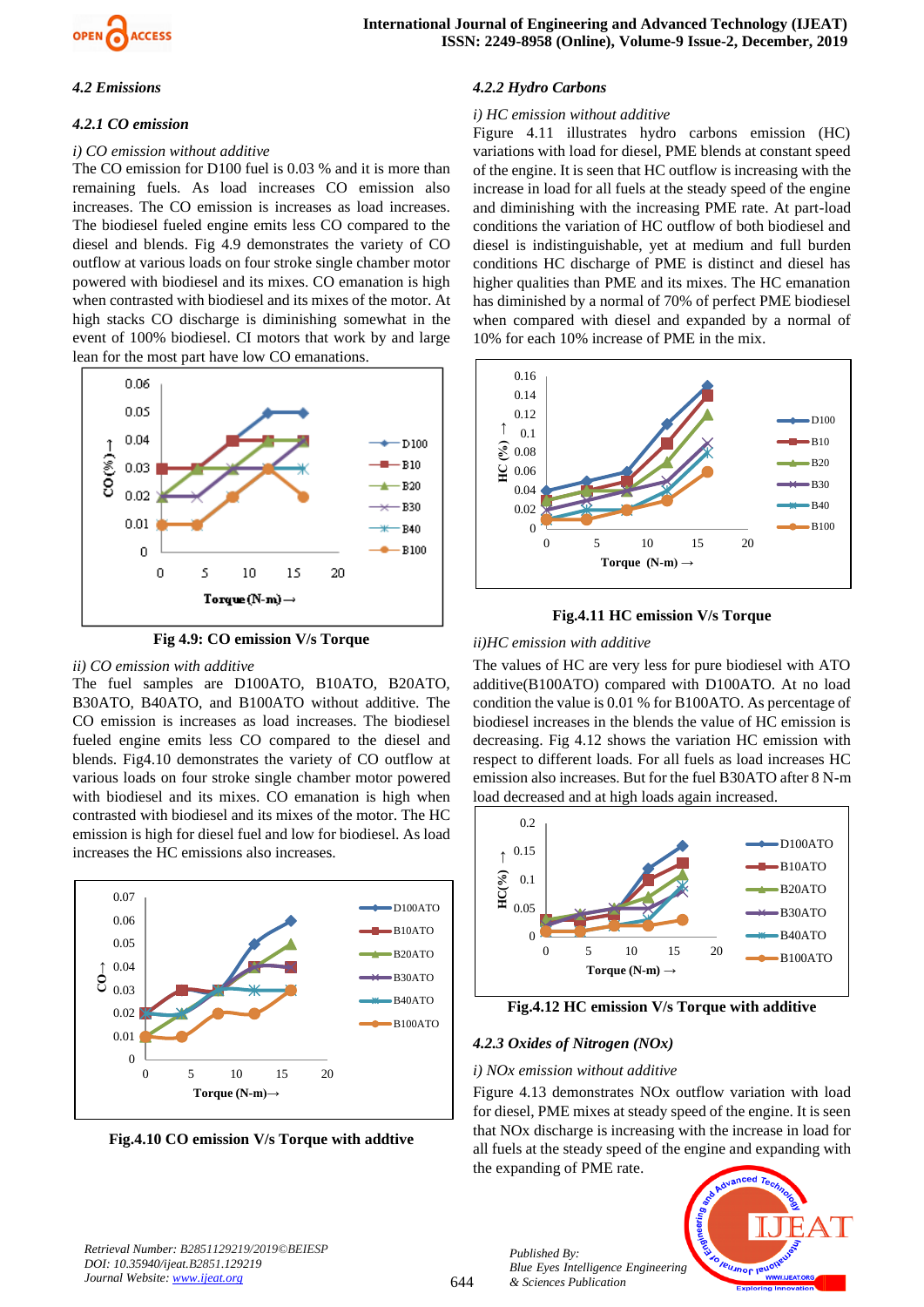### 4.2 Emissions

#### 4.2.1 CO emission

*i) CO emission without additive*

The CO emission for D100 fuel is 0.03 % and it is more than remaining fuels. As load increases CO emission also increases. The CO emission is increases as load increases. The biodiesel fueled engine emits less CO compared to the diesel and blends. Fig 4.9 demonstrates the variety of CO outflow at various loads on four stroke single chamber motor powered with biodiesel and its mixes. CO emanation is high when contrasted with biodiesel and its mixes of the motor. At high stacks CO discharge is diminishing somewhat in the event of 100% biodiesel. CI motors that work by and large lean for the most part have low CO emanations.

**Fig 4.9: CO emission V/s Torque**

*ii) CO emission with additive*

The fuel samples are D100ATO, B10ATO, B20ATO, B30ATO, B40ATO, and B100ATO without additive. The CO emission is increases as load increases. The biodiesel fueled engine emits less CO compared to the diesel and blends. Fig4.10 demonstrates the variety of CO outflow at various loads on four stroke single chamber motor powered with biodiesel and its mixes. CO emanation is high when contrasted with biodiesel and its mixes of the motor. The HC emission is high for diesel fuel and low for biodiesel. As load increases the HC emissions also increases.

**Fig.4.10 CO emission V/s Torque with addtive**

#### 4.2.2 Hydro Carbons

*i) HC emission without additive*

Figure 4.11 illustrates hydro carbons emission (HC) variations with load for diesel, PME blends at constant speed of the engine. It is seen that HC outflow is increasing with the increase in load for all fuels at the steady speed of the engine and diminishing with the increasing PME rate. At part-load conditions the variation of HC outflow of both biodiesel and diesel is indistinguishable, yet at medium and full burden conditions HC discharge of PME is distinct and diesel has higher qualities than PME and its mixes. The HC emanation has diminished by a normal of 70% of perfect PME biodiesel when compared with diesel and expanded by a normal of 10% for each 10% increase of PME in the mix.

**Fig.4.11 HC emission V/s Torque**

*ii)HC emission with additive*

The values of HC are very less for pure biodiesel with ATO additive(B100ATO) compared with D100ATO. At no load condition the value is 0.01 % for B100ATO. As percentage of biodiesel increases in the blends the value of HC emission is decreasing. Fig 4.12 shows the variation HC emission with respect to different loads. For all fuels as load increases HC emission also increases. But for the fuel B30ATO after 8 N-m load decreased and at high loads again increased.

**Fig.4.12 HC emission V/s Torque with additive**

#### 4.2.3 Oxides of Nitrogen (NOx)

*i) NOx emission without additive*

Figure 4.13 demonstrates NOx outflow variation with load for diesel, PME mixes at steady speed of the engine. It is seen that NOx discharge is increasing with the increase in load for all fuels at the steady speed of the engine and expanding with the expanding of PME rate.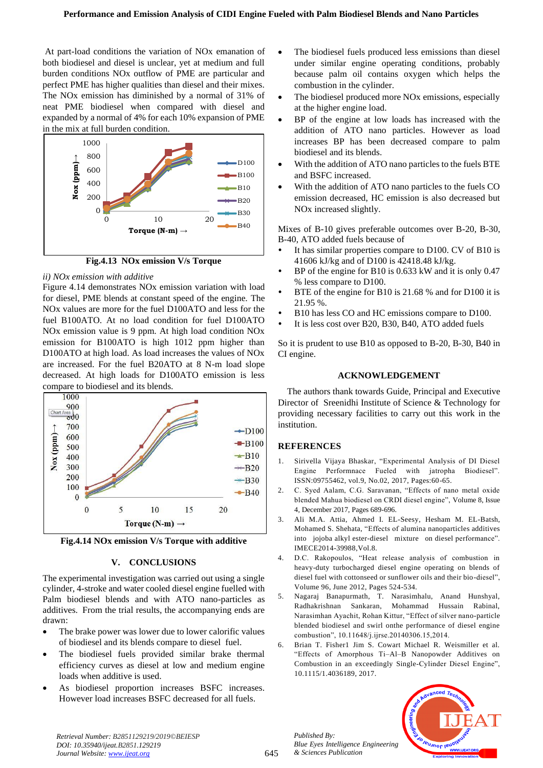At part-load conditions the variation of NOx emanation of both biodiesel and diesel is unclear, yet at medium and full burden conditions NOx outflow of PME are particular and perfect PME has higher qualities than diesel and their mixes. The NOx emission has diminished by a normal of 31% of neat PME biodiesel when compared with diesel and expanded by a normal of 4% for each 10% expansion of PME in the mix at full burden condition.

**Fig.4.13 NOx emission V/s Torque**

*ii) NOx emission with additive*

Figure 4.14 demonstrates NOx emission variation with load for diesel, PME blends at constant speed of the engine. The NOx values are more for the fuel D100ATO and less for the fuel B100ATO. At no load condition for fuel D100ATO NOx emission value is 9 ppm. At high load condition NOx emission for B100ATO is high 1012 ppm higher than D100ATO at high load. As load increases the values of NOx are increased. For the fuel B20ATO at 8 N-m load slope decreased. At high loads for D100ATO emission is less compare to biodiesel and its blends.

**Fig.4.14 NOx emission V/s Torque with additive**

## V. CONCLUSIONS

The experimental investigation was carried out using a single cylinder, 4-stroke and water cooled diesel engine fuelled with Palm biodiesel blends and with ATO nano-particles as additives. From the trial results, the accompanying ends are drawn:

- The brake power was lower due to lower calorific values of biodiesel and its blends compare to diesel fuel.
- The biodiesel fuels provided similar brake thermal efficiency curves as diesel at low and medium engine loads when additive is used.
- As biodiesel proportion increases BSFC increases. However load increases BSFC decreased for all fuels.
- The biodiesel fuels produced less emissions than diesel under similar engine operating conditions, probably because palm oil contains oxygen which helps the combustion in the cylinder.
- The biodiesel produced more NOx emissions, especially at the higher engine load.
- BP of the engine at low loads has increased with the addition of ATO nano particles. However as load increases BP has been decreased compare to palm biodiesel and its blends.
- With the addition of ATO nano particles to the fuels BTE and BSFC increased.
- With the addition of ATO nano particles to the fuels CO emission decreased, HC emission is also decreased but NOx increased slightly.

Mixes of B-10 gives preferable outcomes over B-20, B-30, B-40, ATO added fuels because of

- It has similar properties compare to D100. CV of B10 is 41606 kJ/kg and of D100 is 42418.48 kJ/kg.
- BP of the engine for B10 is 0.633 kW and it is only 0.47 % less compare to D100.
- BTE of the engine for B10 is 21.68 % and for D100 it is 21.95 %.
- B10 has less CO and HC emissions compare to D100.
- It is less cost over B20, B30, B40, ATO added fuels

So it is prudent to use B10 as opposed to B-20, B-30, B40 in CI engine.

## ACKNOWLEDGEMENT

The authors thank towards Guide, Principal and Executive Director of Sreenidhi Institute of Science & Technology for providing necessary facilities to carry out this work in the institution.

## REFERENCES

1. Sirivella Vijaya Bhaskar, "Experimental Analysis of DI Diesel Engine Performnace Fueled with jatropha Biodiesel". ISSN:09755462, vol.9, No.02, 2017, Pages:60-65.
2. C. Syed Aalam, C.G. Saravanan, "Effects of nano metal oxide blended Mahua biodiesel on CRDI diesel engine", Volume 8, Issue 4, December 2017, Pages 689-696.
3. Ali M.A. Attia, Ahmed I. EL-Seesy, Hesham M. EL-Batsh, Mohamed S. Shehata, "Effects of alumina nanoparticles additives into jojoba alkyl ester-diesel mixture on diesel performance". IMECE2014-39988,Vol.8.
4. D.C. Rakopoulos, "Heat release analysis of combustion in heavy-duty turbocharged diesel engine operating on blends of diesel fuel with cottonseed or sunflower oils and their bio-diesel", Volume 96, June 2012, Pages 524-534.
5. Nagaraj Banapurmath, T. Narasimhalu, Anand Hunshyal, Radhakrishnan Sankaran, Mohammad Hussain Rabinal, Narasimhan Ayachit, Rohan Kittur, "Effect of silver nano-particle blended biodiesel and swirl onthe performance of diesel engine combustion", 10.11648/j.ijrse.20140306.15,2014.
6. Brian T. Fisher1 Jim S. Cowart Michael R. Weismiller et al. "Effects of Amorphous Ti–Al–B Nanopowder Additives on Combustion in an exceedingly Single-Cylinder Diesel Engine", 10.1115/1.4036189, 2017.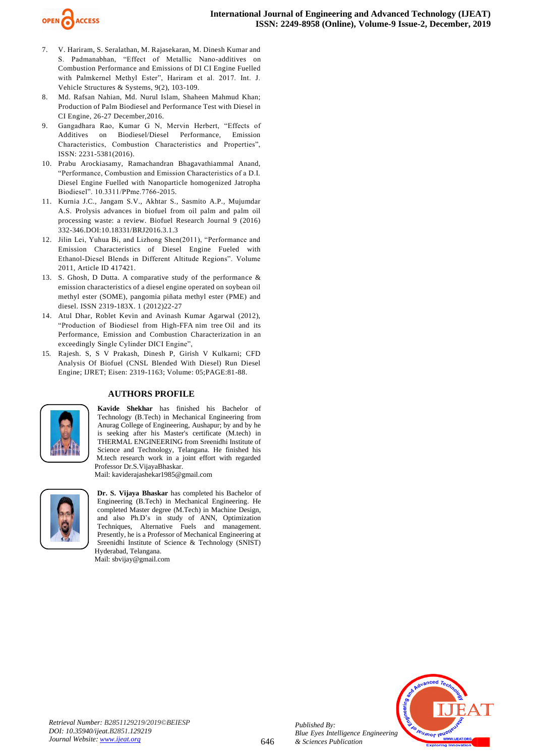7. V. Hariram, S. Seralathan, M. Rajasekaran, M. Dinesh Kumar and S. Padmanabhan, "Effect of Metallic Nano-additives on Combustion Performance and Emissions of DI CI Engine Fuelled with Palmkernel Methyl Ester", Hariram et al. 2017. Int. J. Vehicle Structures & Systems, 9(2), 103-109.
8. Md. Rafsan Nahian, Md. Nurul Islam, Shaheen Mahmud Khan; Production of Palm Biodiesel and Performance Test with Diesel in CI Engine, 26-27 December,2016.
9. Gangadhara Rao, Kumar G N, Mervin Herbert, "Effects of Additives on Biodiesel/Diesel Performance, Emission Characteristics, Combustion Characteristics and Properties", ISSN: 2231-5381(2016).
10. Prabu Arockiasamy, Ramachandran Bhagavathiammal Anand, "Performance, Combustion and Emission Characteristics of a D.I. Diesel Engine Fuelled with Nanoparticle homogenized Jatropha Biodiesel". 10.3311/PPme.7766-2015.
11. Kurnia J.C., Jangam S.V., Akhtar S., Sasmito A.P., Mujumdar A.S. Prolysis advances in biofuel from oil palm and palm oil processing waste: a review. Biofuel Research Journal 9 (2016) 332-346.DOI:10.18331/BRJ2016.3.1.3
12. Jilin Lei, Yuhua Bi, and Lizhong Shen(2011), "Performance and Emission Characteristics of Diesel Engine Fueled with Ethanol-Diesel Blends in Different Altitude Regions". Volume 2011, Article ID 417421.
13. S. Ghosh, D Dutta. A comparative study of the performance & emission characteristics of a diesel engine operated on soybean oil methyl ester (SOME), pangomia piñata methyl ester (PME) and diesel. ISSN 2319-183X. 1 (2012)22-27
14. Atul Dhar, Roblet Kevin and Avinash Kumar Agarwal (2012), "Production of Biodiesel from High-FFA nim tree Oil and its Performance, Emission and Combustion Characterization in an exceedingly Single Cylinder DICI Engine",
15. Rajesh. S, S V Prakash, Dinesh P, Girish V Kulkarni; CFD Analysis Of Biofuel (CNSL Blended With Diesel) Run Diesel Engine; IJRET; Eisen: 2319-1163; Volume: 05;PAGE:81-88.

## AUTHORS PROFILE

**Kavide Shekhar** has finished his Bachelor of Technology (B.Tech) in Mechanical Engineering from Anurag College of Engineering, Aushapur; by and by he is seeking after his Master's certificate (M.tech) in THERMAL ENGINEERING from Sreenidhi Institute of Science and Technology, Telangana. He finished his M.tech research work in a joint effort with regarded Professor Dr.S.VijayaBhaskar.
Mail: kaviderajashekar1985@gmail.com

**Dr. S. Vijaya Bhaskar** has completed his Bachelor of Engineering (B.Tech) in Mechanical Engineering. He completed Master degree (M.Tech) in Machine Design, and also Ph.D's in study of ANN, Optimization Techniques, Alternative Fuels and management. Presently, he is a Professor of Mechanical Engineering at Sreenidhi Institute of Science & Technology (SNIST) Hyderabad, Telangana.
Mail: sbvijay@gmail.com